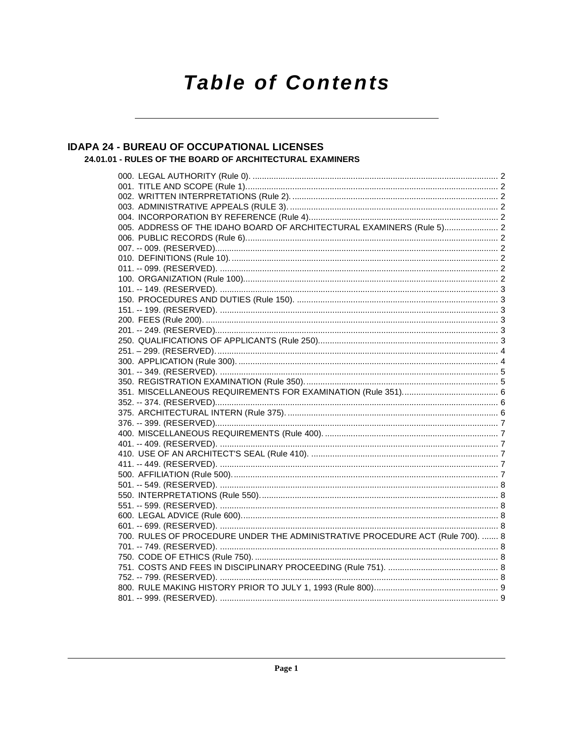# Table of Contents

## IDAPA 24 - BUREAU OF OCCUPATIONAL LICENSES

### 24.01.01 - RULES OF THE BOARD OF ARCHITECTURAL EXAMINERS

000. LEGAL AUTHORITY (Rule 0). ........ 2
001. TITLE AND SCOPE (Rule 1). ........ 2
002. WRITTEN INTERPRETATIONS (Rule 2). ........ 2
003. ADMINISTRATIVE APPEALS (RULE 3). ........ 2
004. INCORPORATION BY REFERENCE (Rule 4). ........ 2
005. ADDRESS OF THE IDAHO BOARD OF ARCHITECTURAL EXAMINERS (Rule 5). ........ 2
006. PUBLIC RECORDS (Rule 6). ........ 2
007. -- 009. (RESERVED). ........ 2
010. DEFINITIONS (Rule 10). ........ 2
011. -- 099. (RESERVED). ........ 2
100. ORGANIZATION (Rule 100). ........ 2
101. -- 149. (RESERVED). ........ 3
150. PROCEDURES AND DUTIES (Rule 150). ........ 3
151. -- 199. (RESERVED). ........ 3
200. FEES (Rule 200). ........ 3
201. -- 249. (RESERVED). ........ 3
250. QUALIFICATIONS OF APPLICANTS (Rule 250). ........ 3
251. – 299. (RESERVED). ........ 4
300. APPLICATION (Rule 300). ........ 4
301. -- 349. (RESERVED). ........ 5
350. REGISTRATION EXAMINATION (Rule 350). ........ 5
351. MISCELLANEOUS REQUIREMENTS FOR EXAMINATION (Rule 351). ........ 6
352. -- 374. (RESERVED). ........ 6
375. ARCHITECTURAL INTERN (Rule 375). ........ 6
376. -- 399. (RESERVED). ........ 7
400. MISCELLANEOUS REQUIREMENTS (Rule 400). ........ 7
401. -- 409. (RESERVED). ........ 7
410. USE OF AN ARCHITECT'S SEAL (Rule 410). ........ 7
411. -- 449. (RESERVED). ........ 7
500. AFFILIATION (Rule 500). ........ 7
501. -- 549. (RESERVED). ........ 8
550. INTERPRETATIONS (Rule 550). ........ 8
551. -- 599. (RESERVED). ........ 8
600. LEGAL ADVICE (Rule 600). ........ 8
601. -- 699. (RESERVED). ........ 8
700. RULES OF PROCEDURE UNDER THE ADMINISTRATIVE PROCEDURE ACT (Rule 700). ........ 8
701. -- 749. (RESERVED). ........ 8
750. CODE OF ETHICS (Rule 750). ........ 8
751. COSTS AND FEES IN DISCIPLINARY PROCEEDING (Rule 751). ........ 8
752. -- 799. (RESERVED). ........ 8
800. RULE MAKING HISTORY PRIOR TO JULY 1, 1993 (Rule 800). ........ 9
801. -- 999. (RESERVED). ........ 9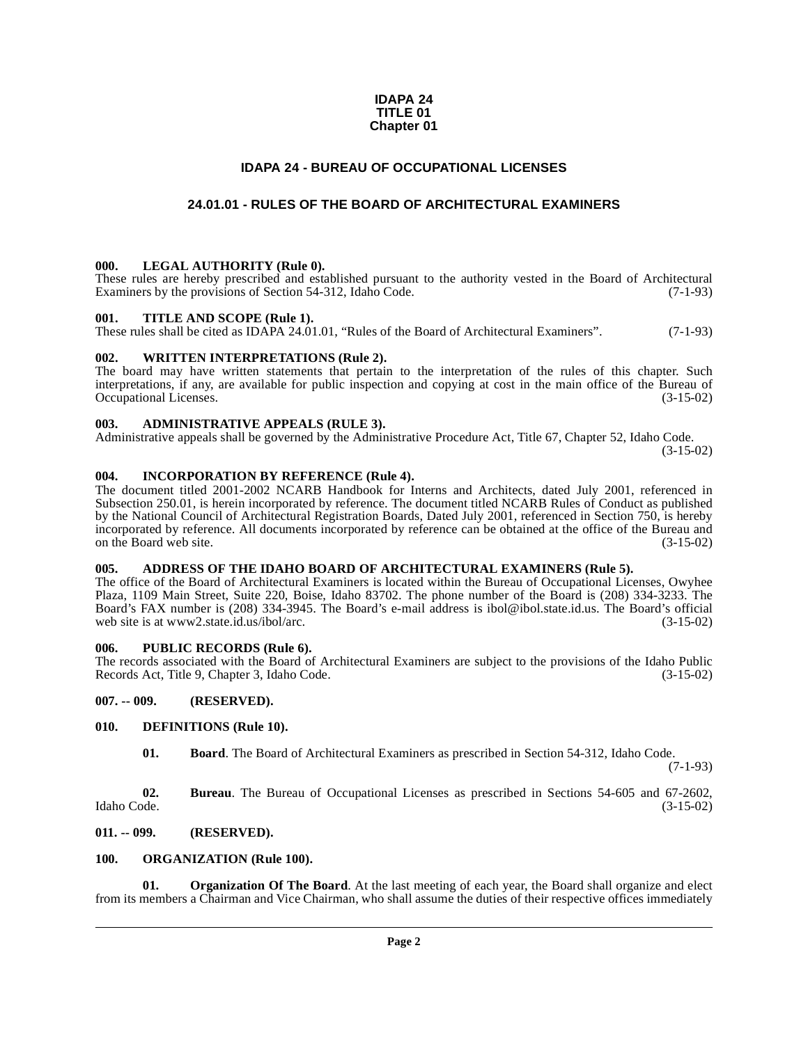**IDAPA 24**
**TITLE 01**
**Chapter 01**

# IDAPA 24 - BUREAU OF OCCUPATIONAL LICENSES

## 24.01.01 - RULES OF THE BOARD OF ARCHITECTURAL EXAMINERS

### 000. LEGAL AUTHORITY (Rule 0).

These rules are hereby prescribed and established pursuant to the authority vested in the Board of Architectural Examiners by the provisions of Section 54-312, Idaho Code. (7-1-93)

### 001. TITLE AND SCOPE (Rule 1).

These rules shall be cited as IDAPA 24.01.01, "Rules of the Board of Architectural Examiners". (7-1-93)

### 002. WRITTEN INTERPRETATIONS (Rule 2).

The board may have written statements that pertain to the interpretation of the rules of this chapter. Such interpretations, if any, are available for public inspection and copying at cost in the main office of the Bureau of Occupational Licenses. (3-15-02)

### 003. ADMINISTRATIVE APPEALS (RULE 3).

Administrative appeals shall be governed by the Administrative Procedure Act, Title 67, Chapter 52, Idaho Code. (3-15-02)

### 004. INCORPORATION BY REFERENCE (Rule 4).

The document titled 2001-2002 NCARB Handbook for Interns and Architects, dated July 2001, referenced in Subsection 250.01, is herein incorporated by reference. The document titled NCARB Rules of Conduct as published by the National Council of Architectural Registration Boards, Dated July 2001, referenced in Section 750, is hereby incorporated by reference. All documents incorporated by reference can be obtained at the office of the Bureau and on the Board web site. (3-15-02)

### 005. ADDRESS OF THE IDAHO BOARD OF ARCHITECTURAL EXAMINERS (Rule 5).

The office of the Board of Architectural Examiners is located within the Bureau of Occupational Licenses, Owyhee Plaza, 1109 Main Street, Suite 220, Boise, Idaho 83702. The phone number of the Board is (208) 334-3233. The Board's FAX number is (208) 334-3945. The Board's e-mail address is ibol@ibol.state.id.us. The Board's official web site is at www2.state.id.us/ibol/arc. (3-15-02)

### 006. PUBLIC RECORDS (Rule 6).

The records associated with the Board of Architectural Examiners are subject to the provisions of the Idaho Public Records Act, Title 9, Chapter 3, Idaho Code. (3-15-02)

### 007. -- 009. (RESERVED).

### 010. DEFINITIONS (Rule 10).

**01. Board**. The Board of Architectural Examiners as prescribed in Section 54-312, Idaho Code. (7-1-93)

**02. Bureau**. The Bureau of Occupational Licenses as prescribed in Sections 54-605 and 67-2602, Idaho Code. (3-15-02)

### 011. -- 099. (RESERVED).

### 100. ORGANIZATION (Rule 100).

**01. Organization Of The Board**. At the last meeting of each year, the Board shall organize and elect from its members a Chairman and Vice Chairman, who shall assume the duties of their respective offices immediately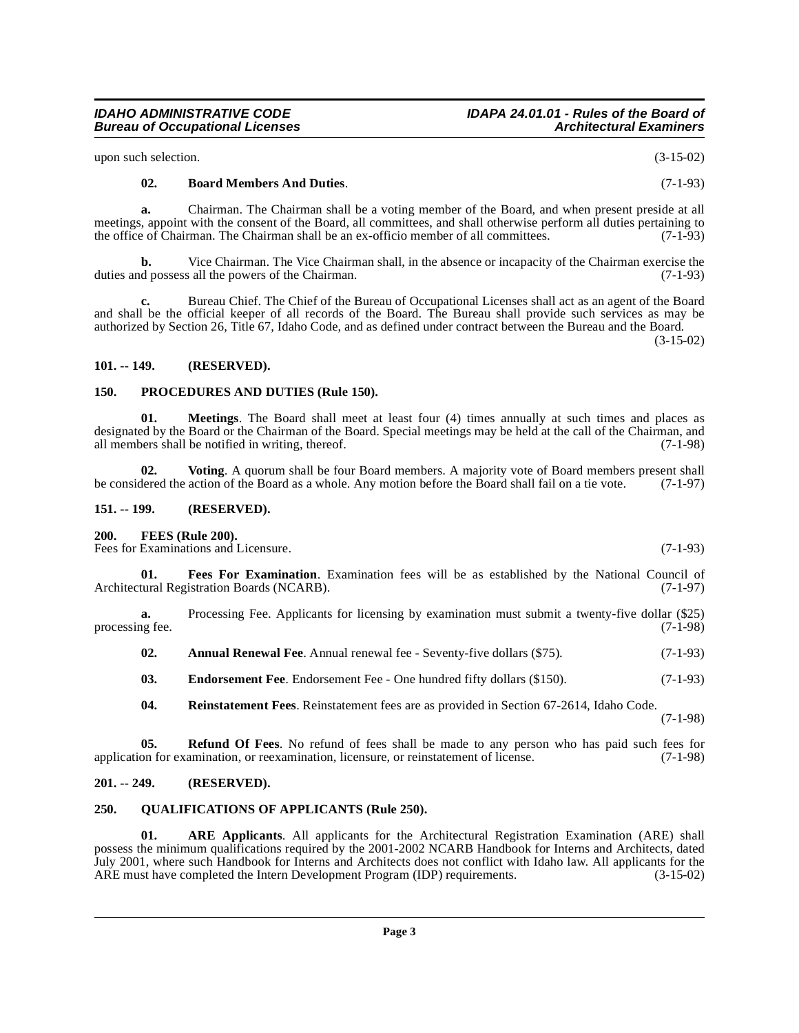upon such selection. (3-15-02)

**02. Board Members And Duties**. (7-1-93)

**a.** Chairman. The Chairman shall be a voting member of the Board, and when present preside at all meetings, appoint with the consent of the Board, all committees, and shall otherwise perform all duties pertaining to the office of Chairman. The Chairman shall be an ex-officio member of all committees. (7-1-93)

**b.** Vice Chairman. The Vice Chairman shall, in the absence or incapacity of the Chairman exercise the duties and possess all the powers of the Chairman. (7-1-93)

**c.** Bureau Chief. The Chief of the Bureau of Occupational Licenses shall act as an agent of the Board and shall be the official keeper of all records of the Board. The Bureau shall provide such services as may be authorized by Section 26, Title 67, Idaho Code, and as defined under contract between the Bureau and the Board. (3-15-02)

## 101. -- 149. (RESERVED).

## 150. PROCEDURES AND DUTIES (Rule 150).

**01. Meetings**. The Board shall meet at least four (4) times annually at such times and places as designated by the Board or the Chairman of the Board. Special meetings may be held at the call of the Chairman, and all members shall be notified in writing, thereof. (7-1-98)

**02. Voting**. A quorum shall be four Board members. A majority vote of Board members present shall be considered the action of the Board as a whole. Any motion before the Board shall fail on a tie vote. (7-1-97)

## 151. -- 199. (RESERVED).

## 200. FEES (Rule 200).

Fees for Examinations and Licensure. (7-1-93)

**01. Fees For Examination**. Examination fees will be as established by the National Council of Architectural Registration Boards (NCARB). (7-1-97)

**a.** Processing Fee. Applicants for licensing by examination must submit a twenty-five dollar ($25) processing fee. (7-1-98)

**02. Annual Renewal Fee**. Annual renewal fee - Seventy-five dollars ($75). (7-1-93)

**03. Endorsement Fee**. Endorsement Fee - One hundred fifty dollars ($150). (7-1-93)

**04. Reinstatement Fees**. Reinstatement fees are as provided in Section 67-2614, Idaho Code. (7-1-98)

**05. Refund Of Fees**. No refund of fees shall be made to any person who has paid such fees for application for examination, or reexamination, licensure, or reinstatement of license. (7-1-98)

## 201. -- 249. (RESERVED).

## 250. QUALIFICATIONS OF APPLICANTS (Rule 250).

**01. ARE Applicants**. All applicants for the Architectural Registration Examination (ARE) shall possess the minimum qualifications required by the 2001-2002 NCARB Handbook for Interns and Architects, dated July 2001, where such Handbook for Interns and Architects does not conflict with Idaho law. All applicants for the ARE must have completed the Intern Development Program (IDP) requirements. (3-15-02)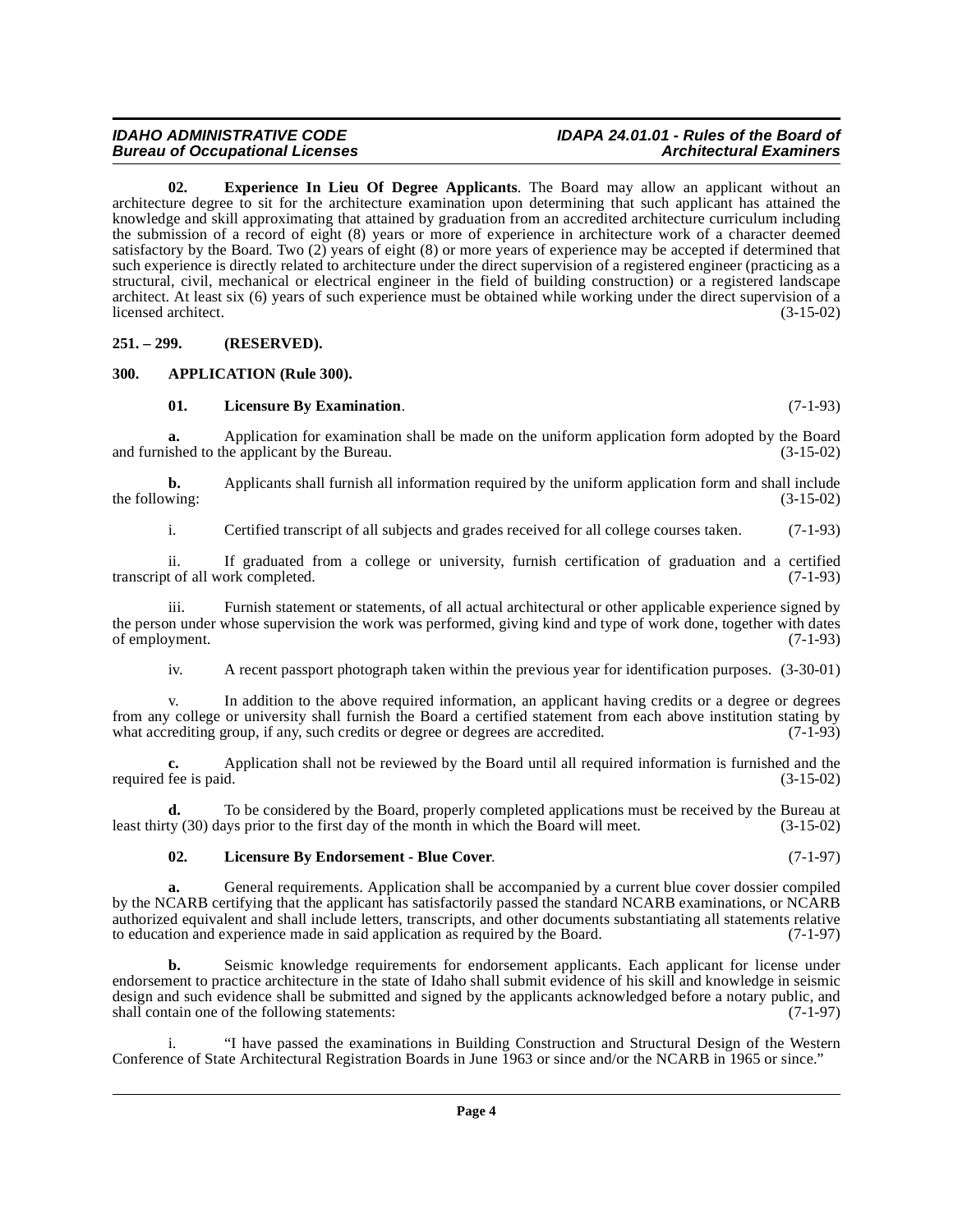**02. Experience In Lieu Of Degree Applicants**. The Board may allow an applicant without an architecture degree to sit for the architecture examination upon determining that such applicant has attained the knowledge and skill approximating that attained by graduation from an accredited architecture curriculum including the submission of a record of eight (8) years or more of experience in architecture work of a character deemed satisfactory by the Board. Two (2) years of eight (8) or more years of experience may be accepted if determined that such experience is directly related to architecture under the direct supervision of a registered engineer (practicing as a structural, civil, mechanical or electrical engineer in the field of building construction) or a registered landscape architect. At least six (6) years of such experience must be obtained while working under the direct supervision of a licensed architect. (3-15-02)

## 251. – 299. (RESERVED).

## 300. APPLICATION (Rule 300).

**01. Licensure By Examination**. (7-1-93)

**a.** Application for examination shall be made on the uniform application form adopted by the Board and furnished to the applicant by the Bureau. (3-15-02)

**b.** Applicants shall furnish all information required by the uniform application form and shall include the following: (3-15-02)

i. Certified transcript of all subjects and grades received for all college courses taken. (7-1-93)

ii. If graduated from a college or university, furnish certification of graduation and a certified transcript of all work completed. (7-1-93)

iii. Furnish statement or statements, of all actual architectural or other applicable experience signed by the person under whose supervision the work was performed, giving kind and type of work done, together with dates of employment. (7-1-93)

iv. A recent passport photograph taken within the previous year for identification purposes. (3-30-01)

v. In addition to the above required information, an applicant having credits or a degree or degrees from any college or university shall furnish the Board a certified statement from each above institution stating by what accrediting group, if any, such credits or degree or degrees are accredited. (7-1-93)

**c.** Application shall not be reviewed by the Board until all required information is furnished and the required fee is paid. (3-15-02)

**d.** To be considered by the Board, properly completed applications must be received by the Bureau at least thirty (30) days prior to the first day of the month in which the Board will meet. (3-15-02)

**02. Licensure By Endorsement - Blue Cover**. (7-1-97)

**a.** General requirements. Application shall be accompanied by a current blue cover dossier compiled by the NCARB certifying that the applicant has satisfactorily passed the standard NCARB examinations, or NCARB authorized equivalent and shall include letters, transcripts, and other documents substantiating all statements relative to education and experience made in said application as required by the Board. (7-1-97)

**b.** Seismic knowledge requirements for endorsement applicants. Each applicant for license under endorsement to practice architecture in the state of Idaho shall submit evidence of his skill and knowledge in seismic design and such evidence shall be submitted and signed by the applicants acknowledged before a notary public, and shall contain one of the following statements: (7-1-97)

i. "I have passed the examinations in Building Construction and Structural Design of the Western Conference of State Architectural Registration Boards in June 1963 or since and/or the NCARB in 1965 or since."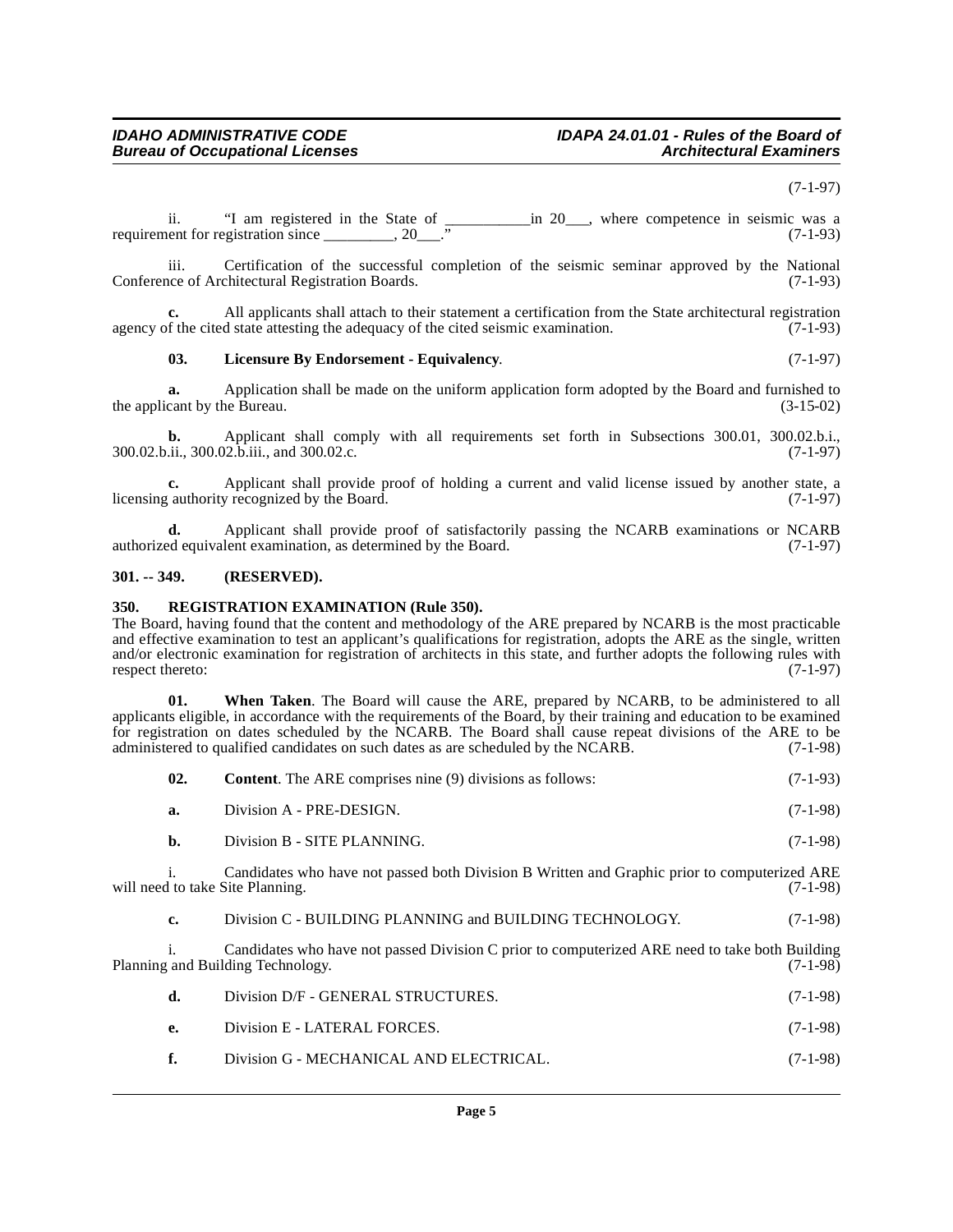(7-1-97)

ii. "I am registered in the State of ___________in 20___, where competence in seismic was a requirement for registration since _________, 20___." (7-1-93)

iii. Certification of the successful completion of the seismic seminar approved by the National Conference of Architectural Registration Boards. (7-1-93)

**c.** All applicants shall attach to their statement a certification from the State architectural registration agency of the cited state attesting the adequacy of the cited seismic examination. (7-1-93)

**03. Licensure By Endorsement - Equivalency**. (7-1-97)

**a.** Application shall be made on the uniform application form adopted by the Board and furnished to the applicant by the Bureau. (3-15-02)

**b.** Applicant shall comply with all requirements set forth in Subsections 300.01, 300.02.b.i., 300.02.b.ii., 300.02.b.iii., and 300.02.c. (7-1-97)

**c.** Applicant shall provide proof of holding a current and valid license issued by another state, a licensing authority recognized by the Board. (7-1-97)

**d.** Applicant shall provide proof of satisfactorily passing the NCARB examinations or NCARB authorized equivalent examination, as determined by the Board. (7-1-97)

## 301. -- 349. (RESERVED).

## 350. REGISTRATION EXAMINATION (Rule 350).

The Board, having found that the content and methodology of the ARE prepared by NCARB is the most practicable and effective examination to test an applicant's qualifications for registration, adopts the ARE as the single, written and/or electronic examination for registration of architects in this state, and further adopts the following rules with respect thereto: (7-1-97)

**01. When Taken**. The Board will cause the ARE, prepared by NCARB, to be administered to all applicants eligible, in accordance with the requirements of the Board, by their training and education to be examined for registration on dates scheduled by the NCARB. The Board shall cause repeat divisions of the ARE to be administered to qualified candidates on such dates as are scheduled by the NCARB. (7-1-98)

**02. Content**. The ARE comprises nine (9) divisions as follows: (7-1-93)

**a.** Division A - PRE-DESIGN. (7-1-98)

**b.** Division B - SITE PLANNING. (7-1-98)

i. Candidates who have not passed both Division B Written and Graphic prior to computerized ARE will need to take Site Planning. (7-1-98)

**c.** Division C - BUILDING PLANNING and BUILDING TECHNOLOGY. (7-1-98)

i. Candidates who have not passed Division C prior to computerized ARE need to take both Building Planning and Building Technology. (7-1-98)

**d.** Division D/F - GENERAL STRUCTURES. (7-1-98)

**e.** Division E - LATERAL FORCES. (7-1-98)

**f.** Division G - MECHANICAL AND ELECTRICAL. (7-1-98)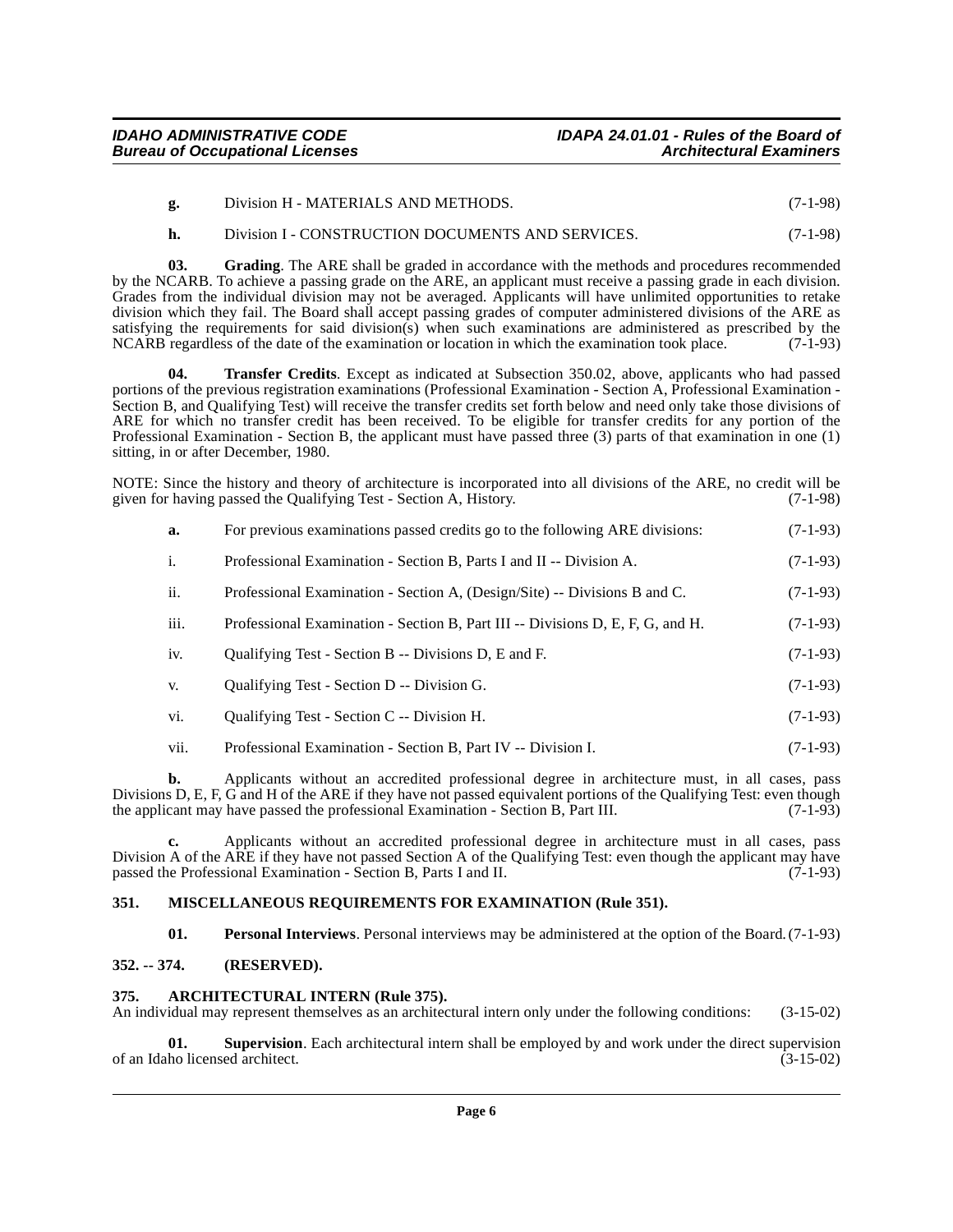**g.** Division H - MATERIALS AND METHODS. (7-1-98)

**h.** Division I - CONSTRUCTION DOCUMENTS AND SERVICES. (7-1-98)

**03. Grading**. The ARE shall be graded in accordance with the methods and procedures recommended by the NCARB. To achieve a passing grade on the ARE, an applicant must receive a passing grade in each division. Grades from the individual division may not be averaged. Applicants will have unlimited opportunities to retake division which they fail. The Board shall accept passing grades of computer administered divisions of the ARE as satisfying the requirements for said division(s) when such examinations are administered as prescribed by the NCARB regardless of the date of the examination or location in which the examination took place. (7-1-93)

**04. Transfer Credits**. Except as indicated at Subsection 350.02, above, applicants who had passed portions of the previous registration examinations (Professional Examination - Section A, Professional Examination - Section B, and Qualifying Test) will receive the transfer credits set forth below and need only take those divisions of ARE for which no transfer credit has been received. To be eligible for transfer credits for any portion of the Professional Examination - Section B, the applicant must have passed three (3) parts of that examination in one (1) sitting, in or after December, 1980.

NOTE: Since the history and theory of architecture is incorporated into all divisions of the ARE, no credit will be given for having passed the Qualifying Test - Section A, History. (7-1-98)

**a.** For previous examinations passed credits go to the following ARE divisions: (7-1-93)

i. Professional Examination - Section B, Parts I and II -- Division A. (7-1-93)

ii. Professional Examination - Section A, (Design/Site) -- Divisions B and C. (7-1-93)

iii. Professional Examination - Section B, Part III -- Divisions D, E, F, G, and H. (7-1-93)

iv. Qualifying Test - Section B -- Divisions D, E and F. (7-1-93)

v. Qualifying Test - Section D -- Division G. (7-1-93)

vi. Qualifying Test - Section C -- Division H. (7-1-93)

vii. Professional Examination - Section B, Part IV -- Division I. (7-1-93)

**b.** Applicants without an accredited professional degree in architecture must, in all cases, pass Divisions D, E, F, G and H of the ARE if they have not passed equivalent portions of the Qualifying Test: even though the applicant may have passed the professional Examination - Section B, Part III. (7-1-93)

**c.** Applicants without an accredited professional degree in architecture must in all cases, pass Division A of the ARE if they have not passed Section A of the Qualifying Test: even though the applicant may have passed the Professional Examination - Section B, Parts I and II. (7-1-93)

## 351. MISCELLANEOUS REQUIREMENTS FOR EXAMINATION (Rule 351).

**01. Personal Interviews**. Personal interviews may be administered at the option of the Board. (7-1-93)

## 352. -- 374. (RESERVED).

## 375. ARCHITECTURAL INTERN (Rule 375).

An individual may represent themselves as an architectural intern only under the following conditions: (3-15-02)

**01. Supervision**. Each architectural intern shall be employed by and work under the direct supervision of an Idaho licensed architect. (3-15-02)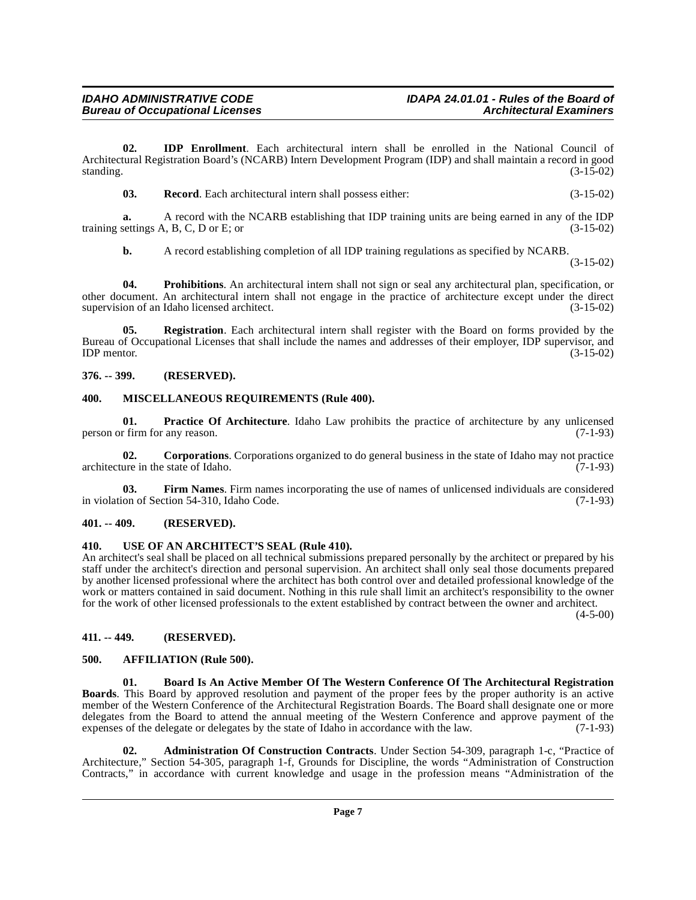**02. IDP Enrollment**. Each architectural intern shall be enrolled in the National Council of Architectural Registration Board's (NCARB) Intern Development Program (IDP) and shall maintain a record in good standing. (3-15-02)

**03. Record**. Each architectural intern shall possess either: (3-15-02)

**a.** A record with the NCARB establishing that IDP training units are being earned in any of the IDP training settings A, B, C, D or E; or (3-15-02)

**b.** A record establishing completion of all IDP training regulations as specified by NCARB. (3-15-02)

**04. Prohibitions**. An architectural intern shall not sign or seal any architectural plan, specification, or other document. An architectural intern shall not engage in the practice of architecture except under the direct supervision of an Idaho licensed architect. (3-15-02)

**05. Registration**. Each architectural intern shall register with the Board on forms provided by the Bureau of Occupational Licenses that shall include the names and addresses of their employer, IDP supervisor, and IDP mentor. (3-15-02)

## 376. -- 399. (RESERVED).

## 400. MISCELLANEOUS REQUIREMENTS (Rule 400).

**01. Practice Of Architecture**. Idaho Law prohibits the practice of architecture by any unlicensed person or firm for any reason. (7-1-93)

**02. Corporations**. Corporations organized to do general business in the state of Idaho may not practice architecture in the state of Idaho. (7-1-93)

**03. Firm Names**. Firm names incorporating the use of names of unlicensed individuals are considered in violation of Section 54-310, Idaho Code. (7-1-93)

## 401. -- 409. (RESERVED).

## 410. USE OF AN ARCHITECT'S SEAL (Rule 410).

An architect's seal shall be placed on all technical submissions prepared personally by the architect or prepared by his staff under the architect's direction and personal supervision. An architect shall only seal those documents prepared by another licensed professional where the architect has both control over and detailed professional knowledge of the work or matters contained in said document. Nothing in this rule shall limit an architect's responsibility to the owner for the work of other licensed professionals to the extent established by contract between the owner and architect. (4-5-00)

## 411. -- 449. (RESERVED).

## 500. AFFILIATION (Rule 500).

**01. Board Is An Active Member Of The Western Conference Of The Architectural Registration Boards**. This Board by approved resolution and payment of the proper fees by the proper authority is an active member of the Western Conference of the Architectural Registration Boards. The Board shall designate one or more delegates from the Board to attend the annual meeting of the Western Conference and approve payment of the expenses of the delegate or delegates by the state of Idaho in accordance with the law. (7-1-93)

**02. Administration Of Construction Contracts**. Under Section 54-309, paragraph 1-c, "Practice of Architecture," Section 54-305, paragraph 1-f, Grounds for Discipline, the words "Administration of Construction Contracts," in accordance with current knowledge and usage in the profession means "Administration of the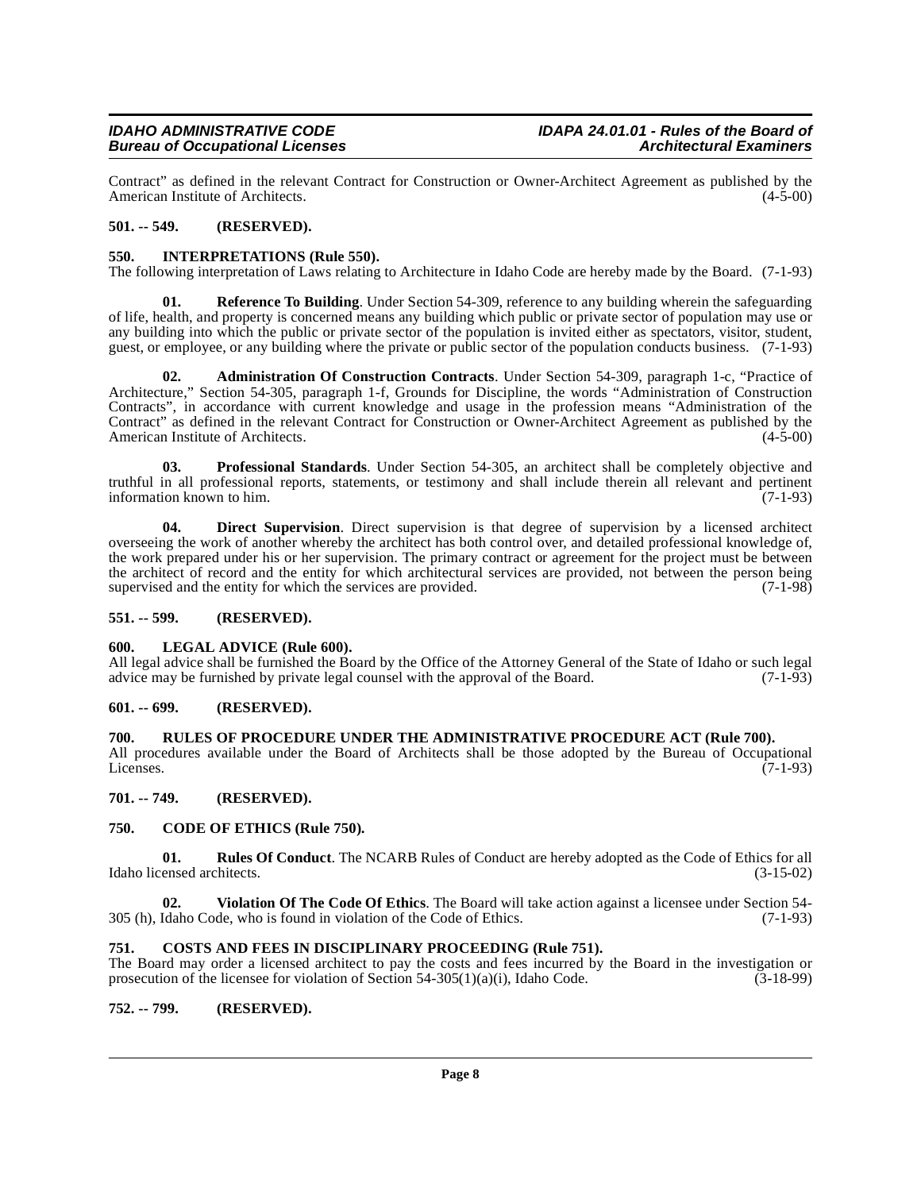Contract" as defined in the relevant Contract for Construction or Owner-Architect Agreement as published by the American Institute of Architects. (4-5-00)

**501. -- 549. (RESERVED).**

**550. INTERPRETATIONS (Rule 550).**

The following interpretation of Laws relating to Architecture in Idaho Code are hereby made by the Board. (7-1-93)

**01. Reference To Building**. Under Section 54-309, reference to any building wherein the safeguarding of life, health, and property is concerned means any building which public or private sector of population may use or any building into which the public or private sector of the population is invited either as spectators, visitor, student, guest, or employee, or any building where the private or public sector of the population conducts business. (7-1-93)

**02. Administration Of Construction Contracts**. Under Section 54-309, paragraph 1-c, "Practice of Architecture," Section 54-305, paragraph 1-f, Grounds for Discipline, the words "Administration of Construction Contracts", in accordance with current knowledge and usage in the profession means "Administration of the Contract" as defined in the relevant Contract for Construction or Owner-Architect Agreement as published by the American Institute of Architects. (4-5-00)

**03. Professional Standards**. Under Section 54-305, an architect shall be completely objective and truthful in all professional reports, statements, or testimony and shall include therein all relevant and pertinent information known to him. (7-1-93)

**04. Direct Supervision**. Direct supervision is that degree of supervision by a licensed architect overseeing the work of another whereby the architect has both control over, and detailed professional knowledge of, the work prepared under his or her supervision. The primary contract or agreement for the project must be between the architect of record and the entity for which architectural services are provided, not between the person being supervised and the entity for which the services are provided. (7-1-98)

**551. -- 599. (RESERVED).**

**600. LEGAL ADVICE (Rule 600).**

All legal advice shall be furnished the Board by the Office of the Attorney General of the State of Idaho or such legal advice may be furnished by private legal counsel with the approval of the Board. (7-1-93)

**601. -- 699. (RESERVED).**

**700. RULES OF PROCEDURE UNDER THE ADMINISTRATIVE PROCEDURE ACT (Rule 700).**

All procedures available under the Board of Architects shall be those adopted by the Bureau of Occupational Licenses. (7-1-93)

**701. -- 749. (RESERVED).**

**750. CODE OF ETHICS (Rule 750).**

**01. Rules Of Conduct**. The NCARB Rules of Conduct are hereby adopted as the Code of Ethics for all Idaho licensed architects. (3-15-02)

**02. Violation Of The Code Of Ethics**. The Board will take action against a licensee under Section 54-305 (h), Idaho Code, who is found in violation of the Code of Ethics. (7-1-93)

**751. COSTS AND FEES IN DISCIPLINARY PROCEEDING (Rule 751).**

The Board may order a licensed architect to pay the costs and fees incurred by the Board in the investigation or prosecution of the licensee for violation of Section 54-305(1)(a)(i), Idaho Code. (3-18-99)

**752. -- 799. (RESERVED).**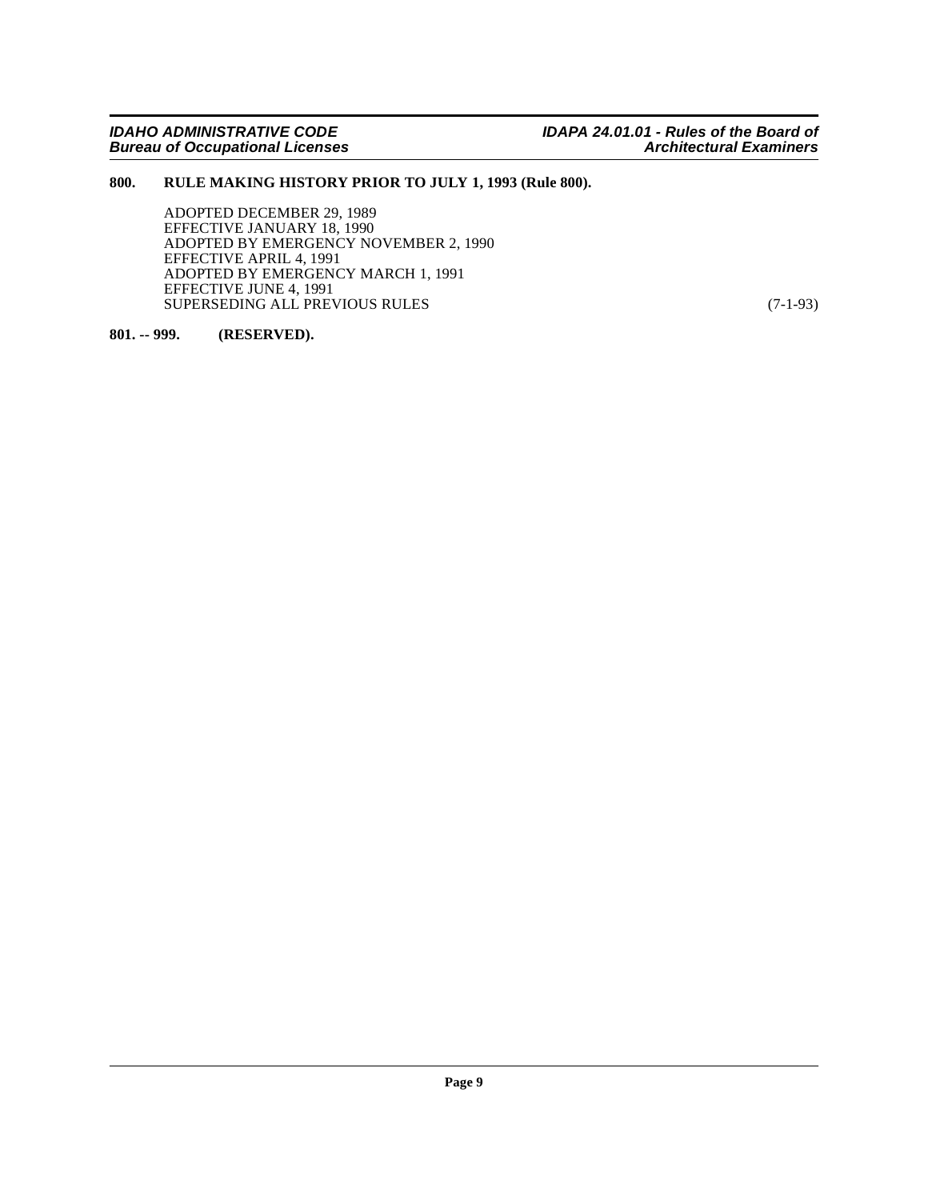**800. RULE MAKING HISTORY PRIOR TO JULY 1, 1993 (Rule 800).**

ADOPTED DECEMBER 29, 1989
EFFECTIVE JANUARY 18, 1990
ADOPTED BY EMERGENCY NOVEMBER 2, 1990
EFFECTIVE APRIL 4, 1991
ADOPTED BY EMERGENCY MARCH 1, 1991
EFFECTIVE JUNE 4, 1991
SUPERSEDING ALL PREVIOUS RULES (7-1-93)

**801. -- 999. (RESERVED).**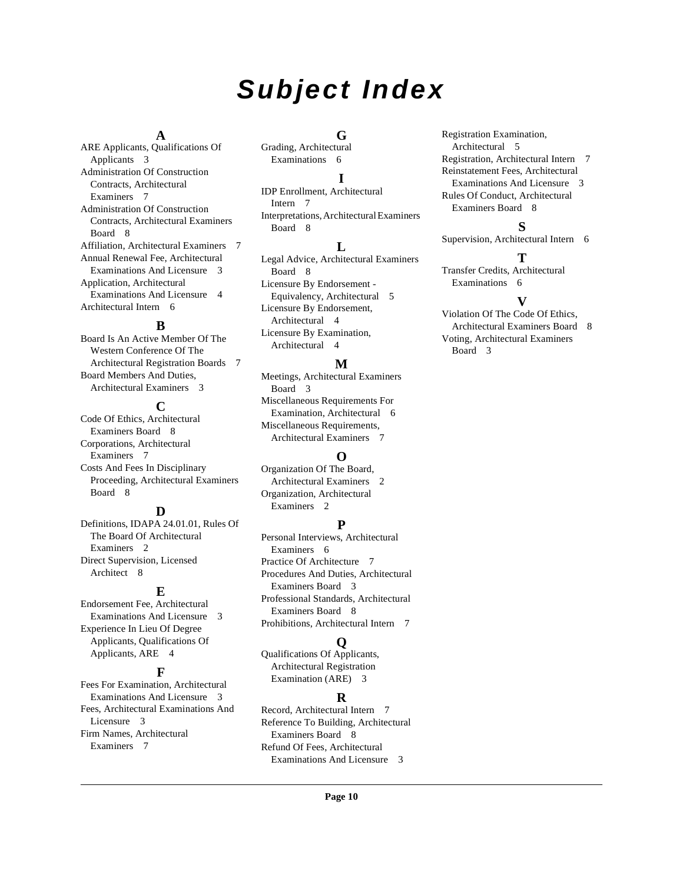# *Subject Index*

### A

ARE Applicants, Qualifications Of Applicants 3
Administration Of Construction Contracts, Architectural Examiners 7
Administration Of Construction Contracts, Architectural Examiners Board 8
Affiliation, Architectural Examiners 7
Annual Renewal Fee, Architectural Examinations And Licensure 3
Application, Architectural Examinations And Licensure 4
Architectural Intern 6

### B

Board Is An Active Member Of The Western Conference Of The Architectural Registration Boards 7
Board Members And Duties, Architectural Examiners 3

### C

Code Of Ethics, Architectural Examiners Board 8
Corporations, Architectural Examiners 7
Costs And Fees In Disciplinary Proceeding, Architectural Examiners Board 8

### D

Definitions, IDAPA 24.01.01, Rules Of The Board Of Architectural Examiners 2
Direct Supervision, Licensed Architect 8

### E

Endorsement Fee, Architectural Examinations And Licensure 3
Experience In Lieu Of Degree Applicants, Qualifications Of Applicants, ARE 4

### F

Fees For Examination, Architectural Examinations And Licensure 3
Fees, Architectural Examinations And Licensure 3
Firm Names, Architectural Examiners 7

### G

Grading, Architectural Examinations 6

### I

IDP Enrollment, Architectural Intern 7
Interpretations, Architectural Examiners Board 8

### L

Legal Advice, Architectural Examiners Board 8
Licensure By Endorsement - Equivalency, Architectural 5
Licensure By Endorsement, Architectural 4
Licensure By Examination, Architectural 4

### M

Meetings, Architectural Examiners Board 3
Miscellaneous Requirements For Examination, Architectural 6
Miscellaneous Requirements, Architectural Examiners 7

### O

Organization Of The Board, Architectural Examiners 2
Organization, Architectural Examiners 2

### P

Personal Interviews, Architectural Examiners 6
Practice Of Architecture 7
Procedures And Duties, Architectural Examiners Board 3
Professional Standards, Architectural Examiners Board 8
Prohibitions, Architectural Intern 7

### Q

Qualifications Of Applicants, Architectural Registration Examination (ARE) 3

### R

Record, Architectural Intern 7
Reference To Building, Architectural Examiners Board 8
Refund Of Fees, Architectural Examinations And Licensure 3
Registration Examination, Architectural 5
Registration, Architectural Intern 7
Reinstatement Fees, Architectural Examinations And Licensure 3
Rules Of Conduct, Architectural Examiners Board 8

### S

Supervision, Architectural Intern 6

### T

Transfer Credits, Architectural Examinations 6

### V

Violation Of The Code Of Ethics, Architectural Examiners Board 8
Voting, Architectural Examiners Board 3